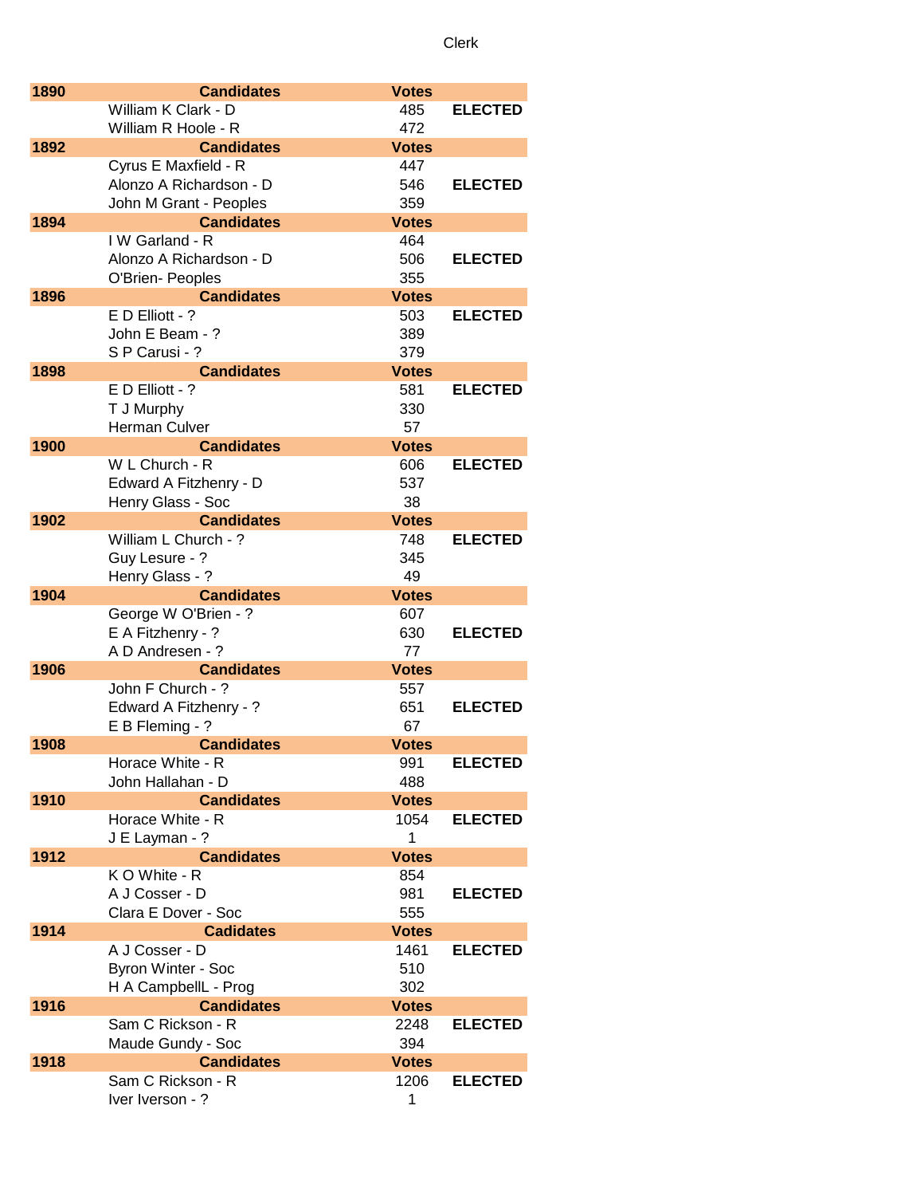# Clerk

| 1890 | Candidates | Votes | |
|---|---|---|---|
| | William K Clark - D | 485 | **ELECTED** |
| | William R Hoole - R | 472 | |
| **1892** | **Candidates** | **Votes** | |
| | Cyrus E Maxfield - R | 447 | |
| | Alonzo A Richardson - D | 546 | **ELECTED** |
| | John M Grant - Peoples | 359 | |
| **1894** | **Candidates** | **Votes** | |
| | I W Garland - R | 464 | |
| | Alonzo A Richardson - D | 506 | **ELECTED** |
| | O'Brien- Peoples | 355 | |
| **1896** | **Candidates** | **Votes** | |
| | E D Elliott - ? | 503 | **ELECTED** |
| | John E Beam - ? | 389 | |
| | S P Carusi - ? | 379 | |
| **1898** | **Candidates** | **Votes** | |
| | E D Elliott - ? | 581 | **ELECTED** |
| | T J Murphy | 330 | |
| | Herman Culver | 57 | |
| **1900** | **Candidates** | **Votes** | |
| | W L Church - R | 606 | **ELECTED** |
| | Edward A Fitzhenry - D | 537 | |
| | Henry Glass - Soc | 38 | |
| **1902** | **Candidates** | **Votes** | |
| | William L Church - ? | 748 | **ELECTED** |
| | Guy Lesure - ? | 345 | |
| | Henry Glass - ? | 49 | |
| **1904** | **Candidates** | **Votes** | |
| | George W O'Brien - ? | 607 | |
| | E A Fitzhenry - ? | 630 | **ELECTED** |
| | A D Andresen - ? | 77 | |
| **1906** | **Candidates** | **Votes** | |
| | John F Church - ? | 557 | |
| | Edward A Fitzhenry - ? | 651 | **ELECTED** |
| | E B Fleming - ? | 67 | |
| **1908** | **Candidates** | **Votes** | |
| | Horace White - R | 991 | **ELECTED** |
| | John Hallahan - D | 488 | |
| **1910** | **Candidates** | **Votes** | |
| | Horace White - R | 1054 | **ELECTED** |
| | J E Layman - ? | 1 | |
| **1912** | **Candidates** | **Votes** | |
| | K O White - R | 854 | |
| | A J Cosser - D | 981 | **ELECTED** |
| | Clara E Dover - Soc | 555 | |
| **1914** | **Cadidates** | **Votes** | |
| | A J Cosser - D | 1461 | **ELECTED** |
| | Byron Winter - Soc | 510 | |
| | H A CampbellL - Prog | 302 | |
| **1916** | **Candidates** | **Votes** | |
| | Sam C Rickson - R | 2248 | **ELECTED** |
| | Maude Gundy - Soc | 394 | |
| **1918** | **Candidates** | **Votes** | |
| | Sam C Rickson - R | 1206 | **ELECTED** |
| | Iver Iverson - ? | 1 | |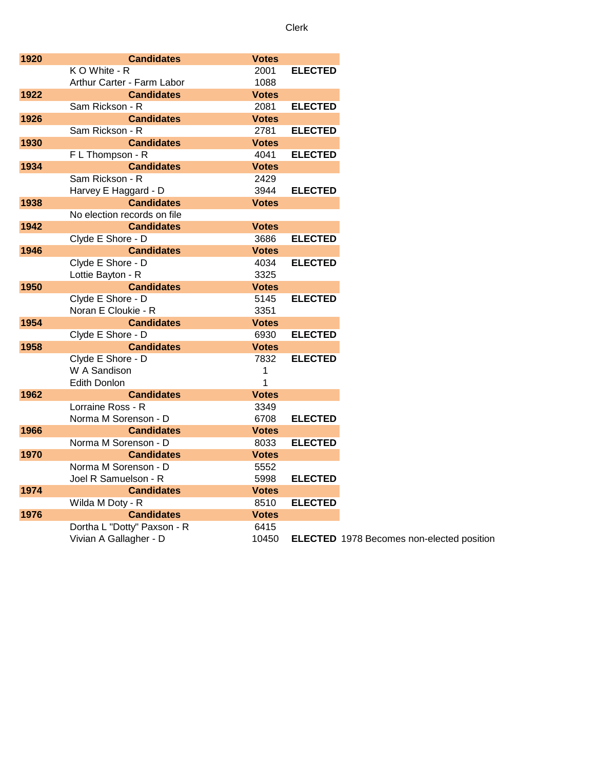Clerk

| 1920 | Candidates | Votes | | |
|---|---|---|---|---|
| | K O White - R | 2001 | ELECTED | |
| | Arthur Carter - Farm Labor | 1088 | | |
| **1922** | **Candidates** | **Votes** | | |
| | Sam Rickson - R | 2081 | ELECTED | |
| **1926** | **Candidates** | **Votes** | | |
| | Sam Rickson - R | 2781 | ELECTED | |
| **1930** | **Candidates** | **Votes** | | |
| | F L Thompson - R | 4041 | ELECTED | |
| **1934** | **Candidates** | **Votes** | | |
| | Sam Rickson - R | 2429 | | |
| | Harvey E Haggard - D | 3944 | ELECTED | |
| **1938** | **Candidates** | **Votes** | | |
| | No election records on file | | | |
| **1942** | **Candidates** | **Votes** | | |
| | Clyde E Shore - D | 3686 | ELECTED | |
| **1946** | **Candidates** | **Votes** | | |
| | Clyde E Shore - D | 4034 | ELECTED | |
| | Lottie Bayton - R | 3325 | | |
| **1950** | **Candidates** | **Votes** | | |
| | Clyde E Shore - D | 5145 | ELECTED | |
| | Noran E Cloukie - R | 3351 | | |
| **1954** | **Candidates** | **Votes** | | |
| | Clyde E Shore - D | 6930 | ELECTED | |
| **1958** | **Candidates** | **Votes** | | |
| | Clyde E Shore - D | 7832 | ELECTED | |
| | W A Sandison | 1 | | |
| | Edith Donlon | 1 | | |
| **1962** | **Candidates** | **Votes** | | |
| | Lorraine Ross - R | 3349 | | |
| | Norma M Sorenson - D | 6708 | ELECTED | |
| **1966** | **Candidates** | **Votes** | | |
| | Norma M Sorenson - D | 8033 | ELECTED | |
| **1970** | **Candidates** | **Votes** | | |
| | Norma M Sorenson - D | 5552 | | |
| | Joel R Samuelson - R | 5998 | ELECTED | |
| **1974** | **Candidates** | **Votes** | | |
| | Wilda M Doty - R | 8510 | ELECTED | |
| **1976** | **Candidates** | **Votes** | | |
| | Dortha L "Dotty" Paxson - R | 6415 | | |
| | Vivian A Gallagher - D | 10450 | ELECTED | 1978 Becomes non-elected position |